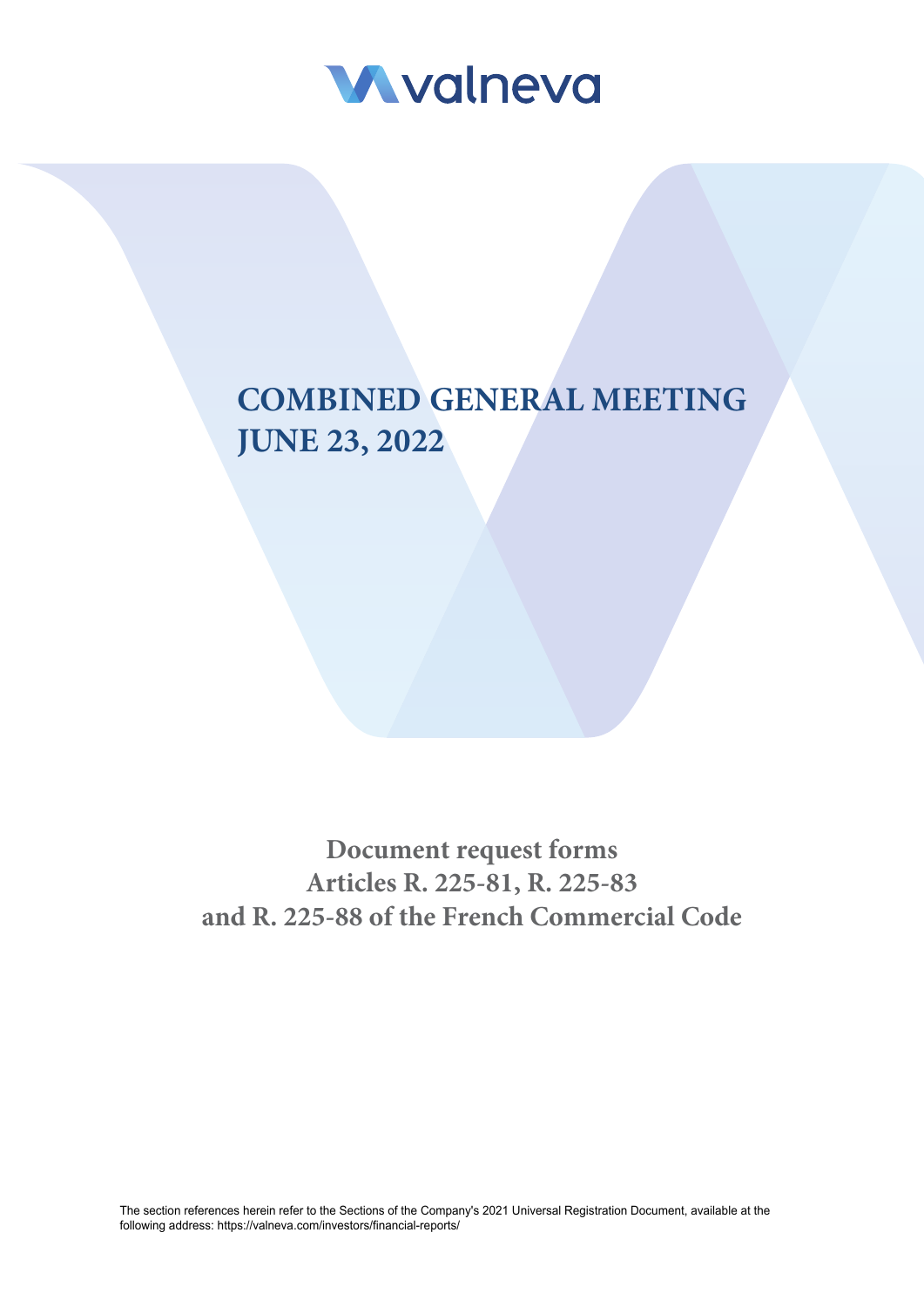valneva

# COMBINED GENERAL MEETING JUNE 23, 2022

## Document request forms Articles R. 225-81, R. 225-83 and R. 225-88 of the French Commercial Code

The section references herein refer to the Sections of the Company's 2021 Universal Registration Document, available at the following address: https://valneva.com/investors/financial-reports/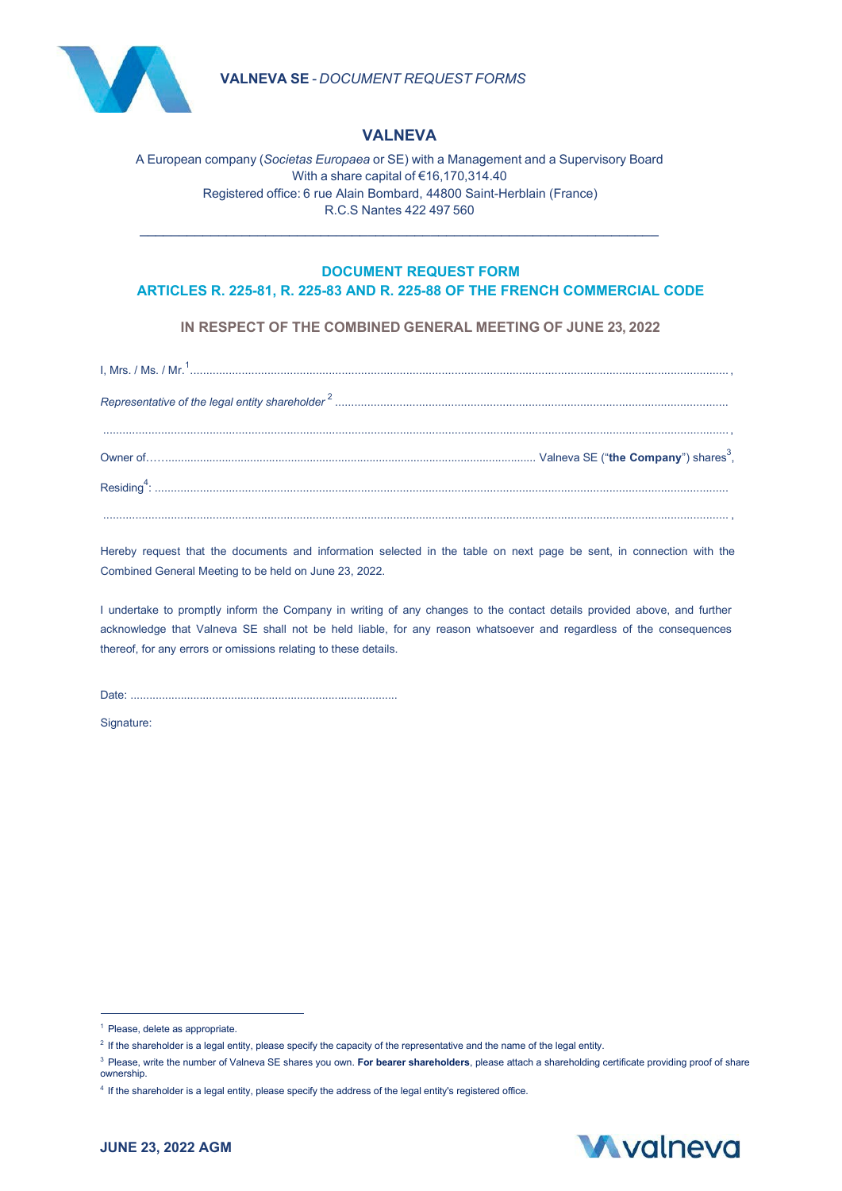# VALNEVA

A European company (*Societas Europaea* or SE) with a Management and a Supervisory Board
With a share capital of €16,170,314.40
Registered office: 6 rue Alain Bombard, 44800 Saint-Herblain (France)
R.C.S Nantes 422 497 560

---

## DOCUMENT REQUEST FORM
## ARTICLES R. 225-81, R. 225-83 AND R. 225-88 OF THE FRENCH COMMERCIAL CODE

### IN RESPECT OF THE COMBINED GENERAL MEETING OF JUNE 23, 2022

I, Mrs. / Ms. / Mr.[1]............................................................................................................................................. ,

*Representative of the legal entity shareholder*[2] ........................................................................................................

.............................................................................................................................................................................. ,

Owner of…..................................................................................................................... Valneva SE ("**the Company**") shares[3],

Residing[4]: ...............................................................................................................................................................

.............................................................................................................................................................................. ,

Hereby request that the documents and information selected in the table on next page be sent, in connection with the Combined General Meeting to be held on June 23, 2022.

I undertake to promptly inform the Company in writing of any changes to the contact details provided above, and further acknowledge that Valneva SE shall not be held liable, for any reason whatsoever and regardless of the consequences thereof, for any errors or omissions relating to these details.

Date: ....................................................................................

Signature:

---

[1] Please, delete as appropriate.

[2] If the shareholder is a legal entity, please specify the capacity of the representative and the name of the legal entity.

[3] Please, write the number of Valneva SE shares you own. **For bearer shareholders**, please attach a shareholding certificate providing proof of share ownership.

[4] If the shareholder is a legal entity, please specify the address of the legal entity's registered office.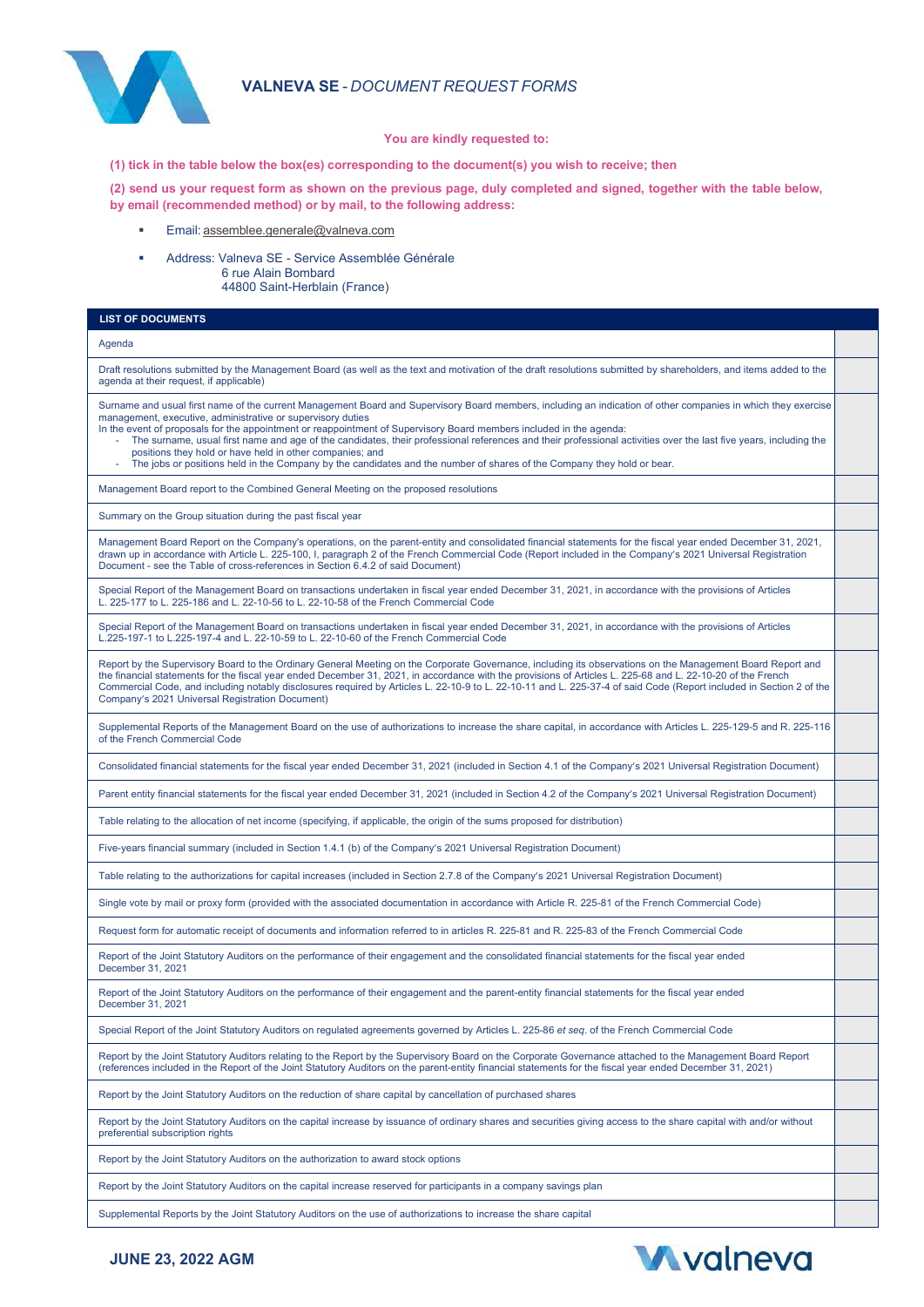# VALNEVA SE - *DOCUMENT REQUEST FORMS*

**You are kindly requested to:**

**(1) tick in the table below the box(es) corresponding to the document(s) you wish to receive; then**

**(2) send us your request form as shown on the previous page, duly completed and signed, together with the table below, by email (recommended method) or by mail, to the following address:**

- Email: assemblee.generale@valneva.com
- Address: Valneva SE - Service Assemblée Générale
  6 rue Alain Bombard
  44800 Saint-Herblain (France)

| LIST OF DOCUMENTS | |
|---|---|
| Agenda | |
| Draft resolutions submitted by the Management Board (as well as the text and motivation of the draft resolutions submitted by shareholders, and items added to the agenda at their request, if applicable) | |
| Surname and usual first name of the current Management Board and Supervisory Board members, including an indication of other companies in which they exercise management, executive, administrative or supervisory duties<br>In the event of proposals for the appointment or reappointment of Supervisory Board members included in the agenda:<br>- The surname, usual first name and age of the candidates, their professional references and their professional activities over the last five years, including the positions they hold or have held in other companies; and<br>- The jobs or positions held in the Company by the candidates and the number of shares of the Company they hold or bear. | |
| Management Board report to the Combined General Meeting on the proposed resolutions | |
| Summary on the Group situation during the past fiscal year | |
| Management Board Report on the Company's operations, on the parent-entity and consolidated financial statements for the fiscal year ended December 31, 2021, drawn up in accordance with Article L. 225-100, I, paragraph 2 of the French Commercial Code (Report included in the Company's 2021 Universal Registration Document - see the Table of cross-references in Section 6.4.2 of said Document) | |
| Special Report of the Management Board on transactions undertaken in fiscal year ended December 31, 2021, in accordance with the provisions of Articles L. 225-177 to L. 225-186 and L. 22-10-56 to L. 22-10-58 of the French Commercial Code | |
| Special Report of the Management Board on transactions undertaken in fiscal year ended December 31, 2021, in accordance with the provisions of Articles L.225-197-1 to L.225-197-4 and L. 22-10-59 to L. 22-10-60 of the French Commercial Code | |
| Report by the Supervisory Board to the Ordinary General Meeting on the Corporate Governance, including its observations on the Management Board Report and the financial statements for the fiscal year ended December 31, 2021, in accordance with the provisions of Articles L. 225-68 and L. 22-10-20 of the French Commercial Code, and including notably disclosures required by Articles L. 22-10-9 to L. 22-10-11 and L. 225-37-4 of said Code (Report included in Section 2 of the Company's 2021 Universal Registration Document) | |
| Supplemental Reports of the Management Board on the use of authorizations to increase the share capital, in accordance with Articles L. 225-129-5 and R. 225-116 of the French Commercial Code | |
| Consolidated financial statements for the fiscal year ended December 31, 2021 (included in Section 4.1 of the Company's 2021 Universal Registration Document) | |
| Parent entity financial statements for the fiscal year ended December 31, 2021 (included in Section 4.2 of the Company's 2021 Universal Registration Document) | |
| Table relating to the allocation of net income (specifying, if applicable, the origin of the sums proposed for distribution) | |
| Five-years financial summary (included in Section 1.4.1 (b) of the Company's 2021 Universal Registration Document) | |
| Table relating to the authorizations for capital increases (included in Section 2.7.8 of the Company's 2021 Universal Registration Document) | |
| Single vote by mail or proxy form (provided with the associated documentation in accordance with Article R. 225-81 of the French Commercial Code) | |
| Request form for automatic receipt of documents and information referred to in articles R. 225-81 and R. 225-83 of the French Commercial Code | |
| Report of the Joint Statutory Auditors on the performance of their engagement and the consolidated financial statements for the fiscal year ended December 31, 2021 | |
| Report of the Joint Statutory Auditors on the performance of their engagement and the parent-entity financial statements for the fiscal year ended December 31, 2021 | |
| Special Report of the Joint Statutory Auditors on regulated agreements governed by Articles L. 225-86 *et seq.* of the French Commercial Code | |
| Report by the Joint Statutory Auditors relating to the Report by the Supervisory Board on the Corporate Governance attached to the Management Board Report (references included in the Report of the Joint Statutory Auditors on the parent-entity financial statements for the fiscal year ended December 31, 2021) | |
| Report by the Joint Statutory Auditors on the reduction of share capital by cancellation of purchased shares | |
| Report by the Joint Statutory Auditors on the capital increase by issuance of ordinary shares and securities giving access to the share capital with and/or without preferential subscription rights | |
| Report by the Joint Statutory Auditors on the authorization to award stock options | |
| Report by the Joint Statutory Auditors on the capital increase reserved for participants in a company savings plan | |
| Supplemental Reports by the Joint Statutory Auditors on the use of authorizations to increase the share capital | |

**JUNE 23, 2022 AGM**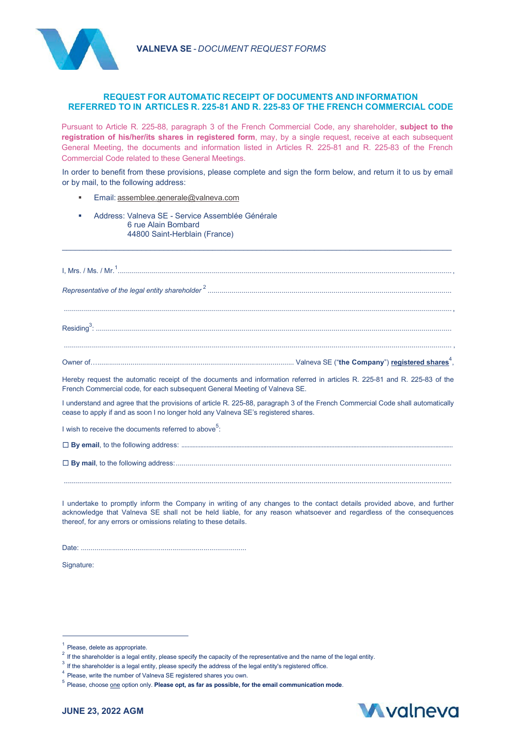**VALNEVA SE** - *DOCUMENT REQUEST FORMS*

## REQUEST FOR AUTOMATIC RECEIPT OF DOCUMENTS AND INFORMATION REFERRED TO IN ARTICLES R. 225-81 AND R. 225-83 OF THE FRENCH COMMERCIAL CODE

Pursuant to Article R. 225-88, paragraph 3 of the French Commercial Code, any shareholder, **subject to the registration of his/her/its shares in registered form**, may, by a single request, receive at each subsequent General Meeting, the documents and information listed in Articles R. 225-81 and R. 225-83 of the French Commercial Code related to these General Meetings.

In order to benefit from these provisions, please complete and sign the form below, and return it to us by email or by mail, to the following address:

- Email: assemblee.generale@valneva.com
- Address: Valneva SE - Service Assemblée Générale
  6 rue Alain Bombard
  44800 Saint-Herblain (France)

---

I, Mrs. / Ms. / Mr.[1]............................................................................................................................................... ,

*Representative of the legal entity shareholder* [2] ..........................................................................................................

............................................................................................................................................................................... ,

Residing[3]: ..................................................................................................................................................................

............................................................................................................................................................................... ,

Owner of.................................................................................................. Valneva SE ("**the Company**") **registered shares**[4],

Hereby request the automatic receipt of the documents and information referred in articles R. 225-81 and R. 225-83 of the French Commercial code, for each subsequent General Meeting of Valneva SE.

I understand and agree that the provisions of article R. 225-88, paragraph 3 of the French Commercial Code shall automatically cease to apply if and as soon I no longer hold any Valneva SE's registered shares.

I wish to receive the documents referred to above[5]:

☐ **By email**, to the following address: ..........................................................................................................................

☐ **By mail**, to the following address:..............................................................................................................................

...............................................................................................................................................................................

I undertake to promptly inform the Company in writing of any changes to the contact details provided above, and further acknowledge that Valneva SE shall not be held liable, for any reason whatsoever and regardless of the consequences thereof, for any errors or omissions relating to these details.

Date: ....................................................................................

Signature:

---

[1] Please, delete as appropriate.

[2] If the shareholder is a legal entity, please specify the capacity of the representative and the name of the legal entity.

[3] If the shareholder is a legal entity, please specify the address of the legal entity's registered office.

[4] Please, write the number of Valneva SE registered shares you own.

[5] Please, choose one option only. **Please opt, as far as possible, for the email communication mode**.

**JUNE 23, 2022 AGM**